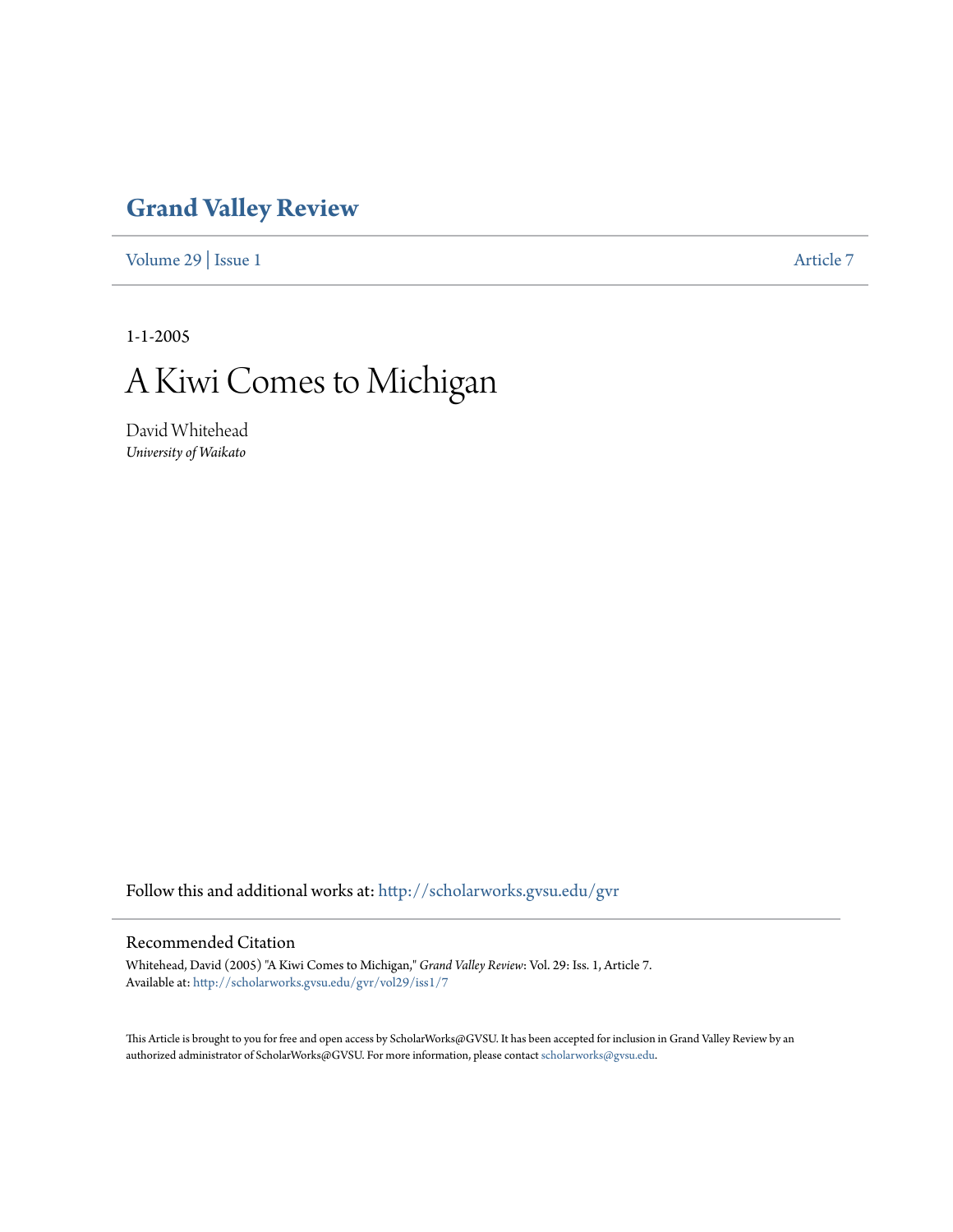# Grand Valley Review

Volume 29 | Issue 1 Article 7

1-1-2005

## A Kiwi Comes to Michigan

David Whitehead
*University of Waikato*

Follow this and additional works at: http://scholarworks.gvsu.edu/gvr

### Recommended Citation

Whitehead, David (2005) "A Kiwi Comes to Michigan," *Grand Valley Review*: Vol. 29: Iss. 1, Article 7.
Available at: http://scholarworks.gvsu.edu/gvr/vol29/iss1/7

This Article is brought to you for free and open access by ScholarWorks@GVSU. It has been accepted for inclusion in Grand Valley Review by an authorized administrator of ScholarWorks@GVSU. For more information, please contact scholarworks@gvsu.edu.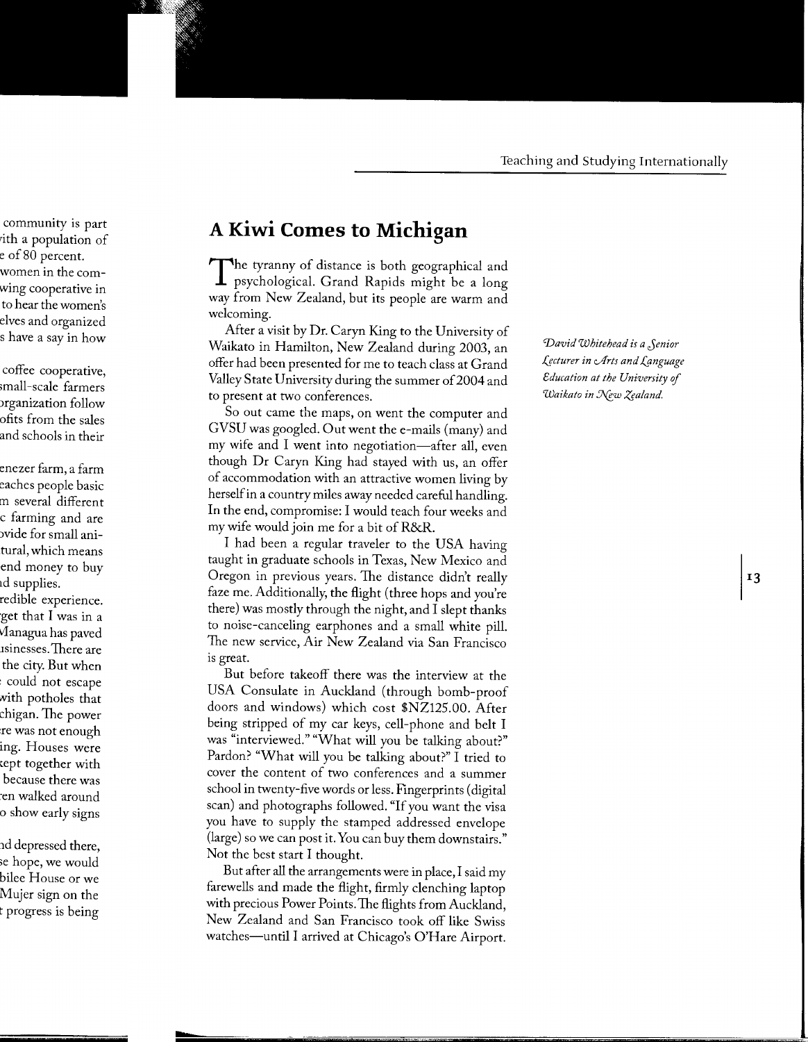## A Kiwi Comes to Michigan

*David Whitehead is a Senior Lecturer in Arts and Language Education at the University of Waikato in New Zealand.*

The tyranny of distance is both geographical and psychological. Grand Rapids might be a long way from New Zealand, but its people are warm and welcoming.

After a visit by Dr. Caryn King to the University of Waikato in Hamilton, New Zealand during 2003, an offer had been presented for me to teach class at Grand Valley State University during the summer of 2004 and to present at two conferences.

So out came the maps, on went the computer and GVSU was googled. Out went the e-mails (many) and my wife and I went into negotiation—after all, even though Dr Caryn King had stayed with us, an offer of accommodation with an attractive women living by herself in a country miles away needed careful handling. In the end, compromise: I would teach four weeks and my wife would join me for a bit of R&R.

I had been a regular traveler to the USA having taught in graduate schools in Texas, New Mexico and Oregon in previous years. The distance didn't really faze me. Additionally, the flight (three hops and you're there) was mostly through the night, and I slept thanks to noise-canceling earphones and a small white pill. The new service, Air New Zealand via San Francisco is great.

But before takeoff there was the interview at the USA Consulate in Auckland (through bomb-proof doors and windows) which cost $NZ125.00. After being stripped of my car keys, cell-phone and belt I was "interviewed." "What will you be talking about?" Pardon? "What will you be talking about?" I tried to cover the content of two conferences and a summer school in twenty-five words or less. Fingerprints (digital scan) and photographs followed. "If you want the visa you have to supply the stamped addressed envelope (large) so we can post it. You can buy them downstairs." Not the best start I thought.

But after all the arrangements were in place, I said my farewells and made the flight, firmly clenching laptop with precious Power Points. The flights from Auckland, New Zealand and San Francisco took off like Swiss watches—until I arrived at Chicago's O'Hare Airport.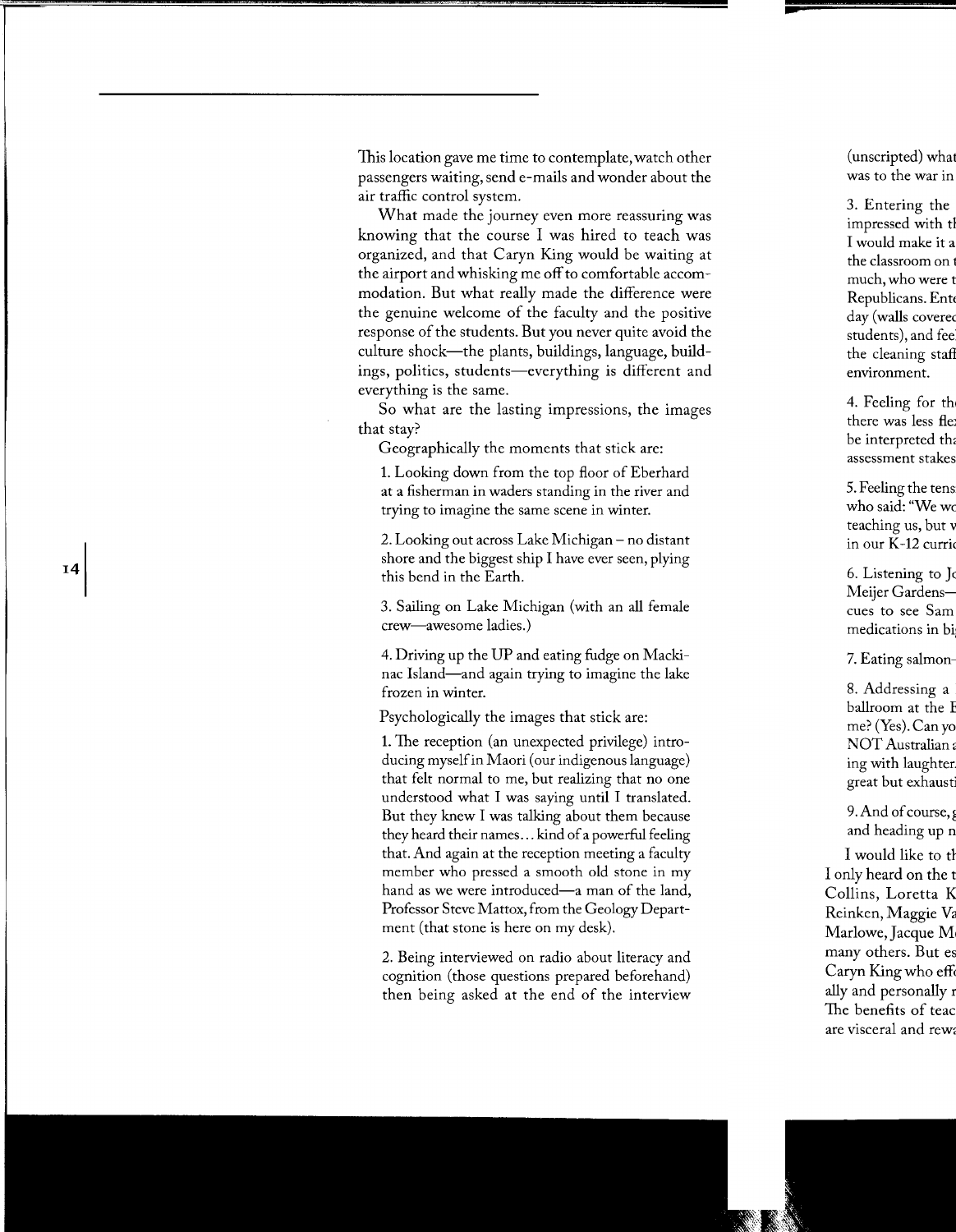This location gave me time to contemplate, watch other passengers waiting, send e-mails and wonder about the air traffic control system.

What made the journey even more reassuring was knowing that the course I was hired to teach was organized, and that Caryn King would be waiting at the airport and whisking me off to comfortable accommodation. But what really made the difference were the genuine welcome of the faculty and the positive response of the students. But you never quite avoid the culture shock—the plants, buildings, language, buildings, politics, students—everything is different and everything is the same.

So what are the lasting impressions, the images that stay?

Geographically the moments that stick are:

1. Looking down from the top floor of Eberhard at a fisherman in waders standing in the river and trying to imagine the same scene in winter.

2. Looking out across Lake Michigan – no distant shore and the biggest ship I have ever seen, plying this bend in the Earth.

3. Sailing on Lake Michigan (with an all female crew—awesome ladies.)

4. Driving up the UP and eating fudge on Mackinac Island—and again trying to imagine the lake frozen in winter.

Psychologically the images that stick are:

1. The reception (an unexpected privilege) introducing myself in Maori (our indigenous language) that felt normal to me, but realizing that no one understood what I was saying until I translated. But they knew I was talking about them because they heard their names... kind of a powerful feeling that. And again at the reception meeting a faculty member who pressed a smooth old stone in my hand as we were introduced—a man of the land, Professor Steve Mattox, from the Geology Department (that stone is here on my desk).

2. Being interviewed on radio about literacy and cognition (those questions prepared beforehand) then being asked at the end of the interview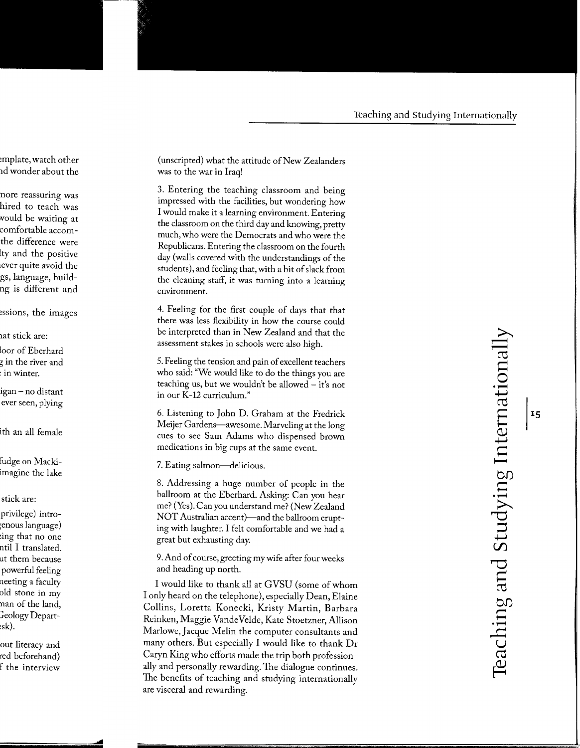(unscripted) what the attitude of New Zealanders was to the war in Iraq!

3. Entering the teaching classroom and being impressed with the facilities, but wondering how I would make it a learning environment. Entering the classroom on the third day and knowing, pretty much, who were the Democrats and who were the Republicans. Entering the classroom on the fourth day (walls covered with the understandings of the students), and feeling that, with a bit of slack from the cleaning staff, it was turning into a learning environment.

4. Feeling for the first couple of days that that there was less flexibility in how the course could be interpreted than in New Zealand and that the assessment stakes in schools were also high.

5. Feeling the tension and pain of excellent teachers who said: "We would like to do the things you are teaching us, but we wouldn't be allowed – it's not in our K-12 curriculum."

6. Listening to John D. Graham at the Fredrick Meijer Gardens—awesome. Marveling at the long cues to see Sam Adams who dispensed brown medications in big cups at the same event.

7. Eating salmon—delicious.

8. Addressing a huge number of people in the ballroom at the Eberhard. Asking: Can you hear me? (Yes). Can you understand me? (New Zealand NOT Australian accent)—and the ballroom erupting with laughter. I felt comfortable and we had a great but exhausting day.

9. And of course, greeting my wife after four weeks and heading up north.

I would like to thank all at GVSU (some of whom I only heard on the telephone), especially Dean, Elaine Collins, Loretta Konecki, Kristy Martin, Barbara Reinken, Maggie VandeVelde, Kate Stoetzner, Allison Marlowe, Jacque Melin the computer consultants and many others. But especially I would like to thank Dr Caryn King who efforts made the trip both professionally and personally rewarding. The dialogue continues. The benefits of teaching and studying internationally are visceral and rewarding.